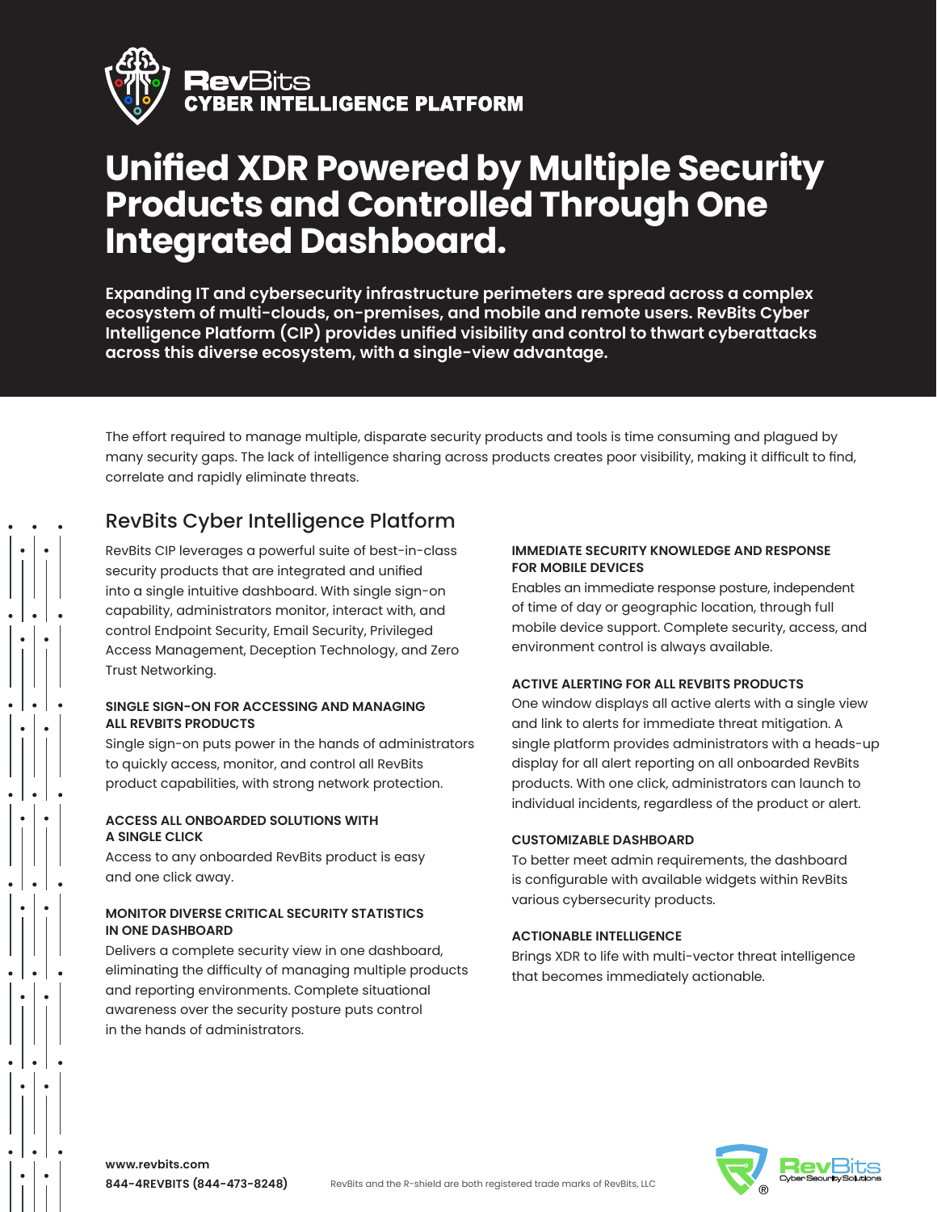**RevBits**
**CYBER INTELLIGENCE PLATFORM**

# Unified XDR Powered by Multiple Security Products and Controlled Through One Integrated Dashboard.

**Expanding IT and cybersecurity infrastructure perimeters are spread across a complex ecosystem of multi-clouds, on-premises, and mobile and remote users. RevBits Cyber Intelligence Platform (CIP) provides unified visibility and control to thwart cyberattacks across this diverse ecosystem, with a single-view advantage.**

The effort required to manage multiple, disparate security products and tools is time consuming and plagued by many security gaps. The lack of intelligence sharing across products creates poor visibility, making it difficult to find, correlate and rapidly eliminate threats.

## RevBits Cyber Intelligence Platform

RevBits CIP leverages a powerful suite of best-in-class security products that are integrated and unified into a single intuitive dashboard. With single sign-on capability, administrators monitor, interact with, and control Endpoint Security, Email Security, Privileged Access Management, Deception Technology, and Zero Trust Networking.

### SINGLE SIGN-ON FOR ACCESSING AND MANAGING ALL REVBITS PRODUCTS

Single sign-on puts power in the hands of administrators to quickly access, monitor, and control all RevBits product capabilities, with strong network protection.

### ACCESS ALL ONBOARDED SOLUTIONS WITH A SINGLE CLICK

Access to any onboarded RevBits product is easy and one click away.

### MONITOR DIVERSE CRITICAL SECURITY STATISTICS IN ONE DASHBOARD

Delivers a complete security view in one dashboard, eliminating the difficulty of managing multiple products and reporting environments. Complete situational awareness over the security posture puts control in the hands of administrators.

### IMMEDIATE SECURITY KNOWLEDGE AND RESPONSE FOR MOBILE DEVICES

Enables an immediate response posture, independent of time of day or geographic location, through full mobile device support. Complete security, access, and environment control is always available.

### ACTIVE ALERTING FOR ALL REVBITS PRODUCTS

One window displays all active alerts with a single view and link to alerts for immediate threat mitigation. A single platform provides administrators with a heads-up display for all alert reporting on all onboarded RevBits products. With one click, administrators can launch to individual incidents, regardless of the product or alert.

### CUSTOMIZABLE DASHBOARD

To better meet admin requirements, the dashboard is configurable with available widgets within RevBits various cybersecurity products.

### ACTIONABLE INTELLIGENCE

Brings XDR to life with multi-vector threat intelligence that becomes immediately actionable.

**www.revbits.com**
**844-4REVBITS (844-473-8248)**

RevBits and the R-shield are both registered trade marks of RevBits, LLC

RevBits Cyber Security Solutions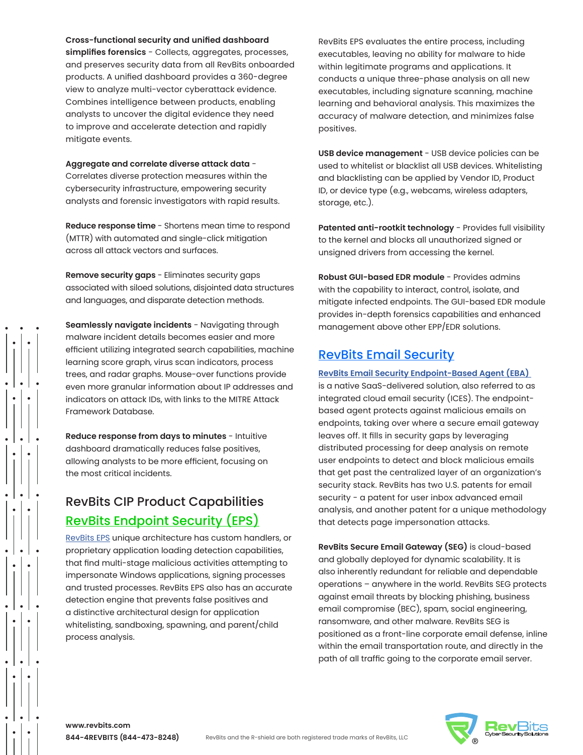**Cross-functional security and unified dashboard simplifies forensics** - Collects, aggregates, processes, and preserves security data from all RevBits onboarded products. A unified dashboard provides a 360-degree view to analyze multi-vector cyberattack evidence. Combines intelligence between products, enabling analysts to uncover the digital evidence they need to improve and accelerate detection and rapidly mitigate events.

**Aggregate and correlate diverse attack data** - Correlates diverse protection measures within the cybersecurity infrastructure, empowering security analysts and forensic investigators with rapid results.

**Reduce response time** - Shortens mean time to respond (MTTR) with automated and single-click mitigation across all attack vectors and surfaces.

**Remove security gaps** - Eliminates security gaps associated with siloed solutions, disjointed data structures and languages, and disparate detection methods.

**Seamlessly navigate incidents** - Navigating through malware incident details becomes easier and more efficient utilizing integrated search capabilities, machine learning score graph, virus scan indicators, process trees, and radar graphs. Mouse-over functions provide even more granular information about IP addresses and indicators on attack IDs, with links to the MITRE Attack Framework Database.

**Reduce response from days to minutes** - Intuitive dashboard dramatically reduces false positives, allowing analysts to be more efficient, focusing on the most critical incidents.

## RevBits CIP Product Capabilities

### RevBits Endpoint Security (EPS)

RevBits EPS unique architecture has custom handlers, or proprietary application loading detection capabilities, that find multi-stage malicious activities attempting to impersonate Windows applications, signing processes and trusted processes. RevBits EPS also has an accurate detection engine that prevents false positives and a distinctive architectural design for application whitelisting, sandboxing, spawning, and parent/child process analysis.

RevBits EPS evaluates the entire process, including executables, leaving no ability for malware to hide within legitimate programs and applications. It conducts a unique three-phase analysis on all new executables, including signature scanning, machine learning and behavioral analysis. This maximizes the accuracy of malware detection, and minimizes false positives.

**USB device management** - USB device policies can be used to whitelist or blacklist all USB devices. Whitelisting and blacklisting can be applied by Vendor ID, Product ID, or device type (e.g., webcams, wireless adapters, storage, etc.).

**Patented anti-rootkit technology** - Provides full visibility to the kernel and blocks all unauthorized signed or unsigned drivers from accessing the kernel.

**Robust GUI-based EDR module** - Provides admins with the capability to interact, control, isolate, and mitigate infected endpoints. The GUI-based EDR module provides in-depth forensics capabilities and enhanced management above other EPP/EDR solutions.

### RevBits Email Security

RevBits Email Security Endpoint-Based Agent (EBA) is a native SaaS-delivered solution, also referred to as integrated cloud email security (ICES). The endpoint-based agent protects against malicious emails on endpoints, taking over where a secure email gateway leaves off. It fills in security gaps by leveraging distributed processing for deep analysis on remote user endpoints to detect and block malicious emails that get past the centralized layer of an organization's security stack. RevBits has two U.S. patents for email security - a patent for user inbox advanced email analysis, and another patent for a unique methodology that detects page impersonation attacks.

**RevBits Secure Email Gateway (SEG)** is cloud-based and globally deployed for dynamic scalability. It is also inherently redundant for reliable and dependable operations – anywhere in the world. RevBits SEG protects against email threats by blocking phishing, business email compromise (BEC), spam, social engineering, ransomware, and other malware. RevBits SEG is positioned as a front-line corporate email defense, inline within the email transportation route, and directly in the path of all traffic going to the corporate email server.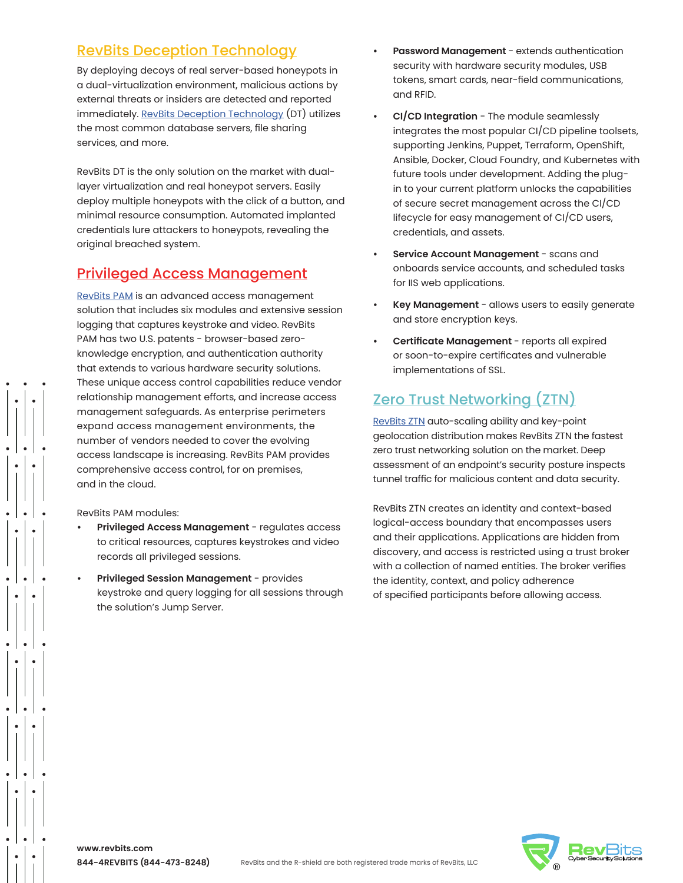## RevBits Deception Technology

By deploying decoys of real server-based honeypots in a dual-virtualization environment, malicious actions by external threats or insiders are detected and reported immediately. RevBits Deception Technology (DT) utilizes the most common database servers, file sharing services, and more.

RevBits DT is the only solution on the market with dual-layer virtualization and real honeypot servers. Easily deploy multiple honeypots with the click of a button, and minimal resource consumption. Automated implanted credentials lure attackers to honeypots, revealing the original breached system.

## Privileged Access Management

RevBits PAM is an advanced access management solution that includes six modules and extensive session logging that captures keystroke and video. RevBits PAM has two U.S. patents - browser-based zero-knowledge encryption, and authentication authority that extends to various hardware security solutions. These unique access control capabilities reduce vendor relationship management efforts, and increase access management safeguards. As enterprise perimeters expand access management environments, the number of vendors needed to cover the evolving access landscape is increasing. RevBits PAM provides comprehensive access control, for on premises, and in the cloud.

RevBits PAM modules:

- **Privileged Access Management** - regulates access to critical resources, captures keystrokes and video records all privileged sessions.
- **Privileged Session Management** - provides keystroke and query logging for all sessions through the solution's Jump Server.
- **Password Management** - extends authentication security with hardware security modules, USB tokens, smart cards, near-field communications, and RFID.
- **CI/CD Integration** - The module seamlessly integrates the most popular CI/CD pipeline toolsets, supporting Jenkins, Puppet, Terraform, OpenShift, Ansible, Docker, Cloud Foundry, and Kubernetes with future tools under development. Adding the plug-in to your current platform unlocks the capabilities of secure secret management across the CI/CD lifecycle for easy management of CI/CD users, credentials, and assets.
- **Service Account Management** - scans and onboards service accounts, and scheduled tasks for IIS web applications.
- **Key Management** - allows users to easily generate and store encryption keys.
- **Certificate Management** - reports all expired or soon-to-expire certificates and vulnerable implementations of SSL.

## Zero Trust Networking (ZTN)

RevBits ZTN auto-scaling ability and key-point geolocation distribution makes RevBits ZTN the fastest zero trust networking solution on the market. Deep assessment of an endpoint's security posture inspects tunnel traffic for malicious content and data security.

RevBits ZTN creates an identity and context-based logical-access boundary that encompasses users and their applications. Applications are hidden from discovery, and access is restricted using a trust broker with a collection of named entities. The broker verifies the identity, context, and policy adherence of specified participants before allowing access.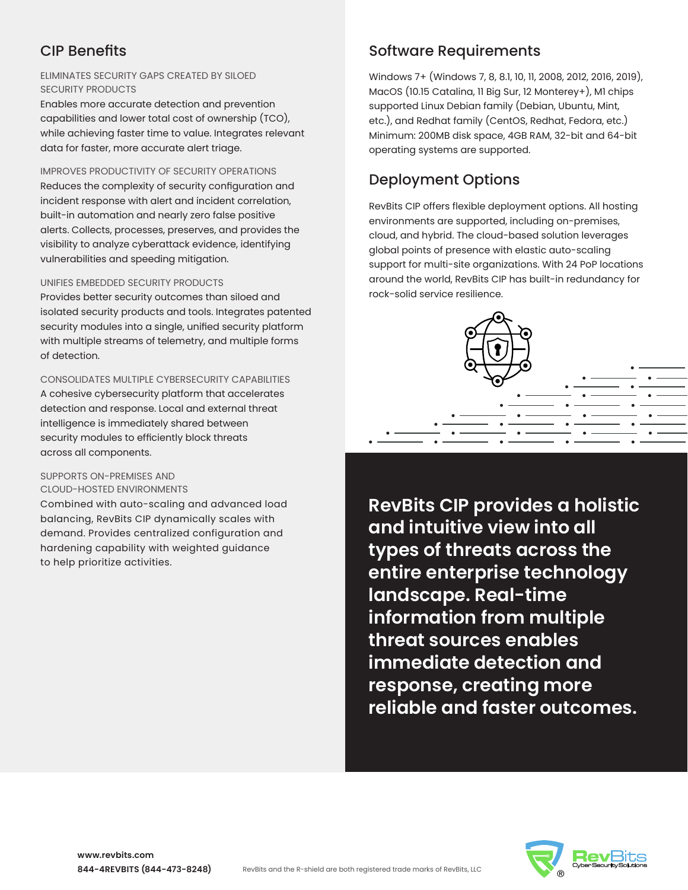## CIP Benefits

ELIMINATES SECURITY GAPS CREATED BY SILOED SECURITY PRODUCTS

Enables more accurate detection and prevention capabilities and lower total cost of ownership (TCO), while achieving faster time to value. Integrates relevant data for faster, more accurate alert triage.

IMPROVES PRODUCTIVITY OF SECURITY OPERATIONS

Reduces the complexity of security configuration and incident response with alert and incident correlation, built-in automation and nearly zero false positive alerts. Collects, processes, preserves, and provides the visibility to analyze cyberattack evidence, identifying vulnerabilities and speeding mitigation.

UNIFIES EMBEDDED SECURITY PRODUCTS

Provides better security outcomes than siloed and isolated security products and tools. Integrates patented security modules into a single, unified security platform with multiple streams of telemetry, and multiple forms of detection.

CONSOLIDATES MULTIPLE CYBERSECURITY CAPABILITIES

A cohesive cybersecurity platform that accelerates detection and response. Local and external threat intelligence is immediately shared between security modules to efficiently block threats across all components.

SUPPORTS ON-PREMISES AND CLOUD-HOSTED ENVIRONMENTS

Combined with auto-scaling and advanced load balancing, RevBits CIP dynamically scales with demand. Provides centralized configuration and hardening capability with weighted guidance to help prioritize activities.

## Software Requirements

Windows 7+ (Windows 7, 8, 8.1, 10, 11, 2008, 2012, 2016, 2019), MacOS (10.15 Catalina, 11 Big Sur, 12 Monterey+), M1 chips supported Linux Debian family (Debian, Ubuntu, Mint, etc.), and Redhat family (CentOS, Redhat, Fedora, etc.) Minimum: 200MB disk space, 4GB RAM, 32-bit and 64-bit operating systems are supported.

## Deployment Options

RevBits CIP offers flexible deployment options. All hosting environments are supported, including on-premises, cloud, and hybrid. The cloud-based solution leverages global points of presence with elastic auto-scaling support for multi-site organizations. With 24 PoP locations around the world, RevBits CIP has built-in redundancy for rock-solid service resilience.

**RevBits CIP provides a holistic and intuitive view into all types of threats across the entire enterprise technology landscape. Real-time information from multiple threat sources enables immediate detection and response, creating more reliable and faster outcomes.**

**www.revbits.com**
**844-4REVBITS (844-473-8248)**

RevBits and the R-shield are both registered trade marks of RevBits, LLC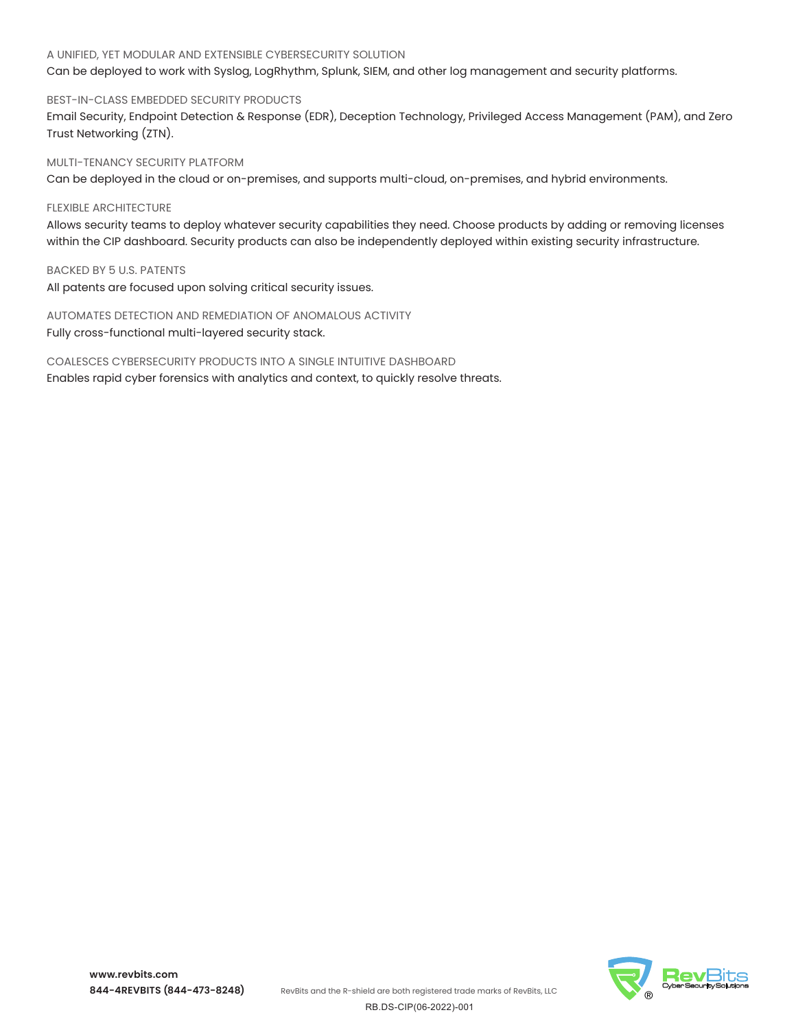### A UNIFIED, YET MODULAR AND EXTENSIBLE CYBERSECURITY SOLUTION

Can be deployed to work with Syslog, LogRhythm, Splunk, SIEM, and other log management and security platforms.

### BEST-IN-CLASS EMBEDDED SECURITY PRODUCTS

Email Security, Endpoint Detection & Response (EDR), Deception Technology, Privileged Access Management (PAM), and Zero Trust Networking (ZTN).

### MULTI-TENANCY SECURITY PLATFORM

Can be deployed in the cloud or on-premises, and supports multi-cloud, on-premises, and hybrid environments.

### FLEXIBLE ARCHITECTURE

Allows security teams to deploy whatever security capabilities they need. Choose products by adding or removing licenses within the CIP dashboard. Security products can also be independently deployed within existing security infrastructure.

### BACKED BY 5 U.S. PATENTS

All patents are focused upon solving critical security issues.

### AUTOMATES DETECTION AND REMEDIATION OF ANOMALOUS ACTIVITY

Fully cross-functional multi-layered security stack.

### COALESCES CYBERSECURITY PRODUCTS INTO A SINGLE INTUITIVE DASHBOARD

Enables rapid cyber forensics with analytics and context, to quickly resolve threats.

**www.revbits.com**
**844-4REVBITS (844-473-8248)**

RevBits and the R-shield are both registered trade marks of RevBits, LLC

RB.DS-CIP(06-2022)-001